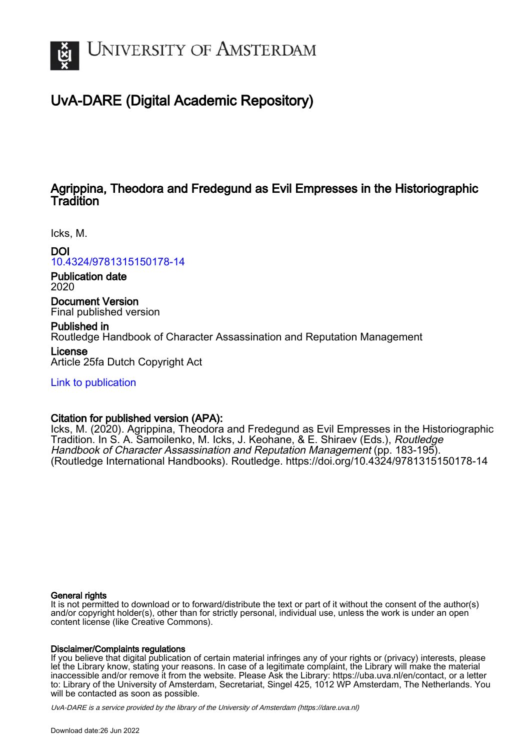# UNIVERSITY OF AMSTERDAM

## UvA-DARE (Digital Academic Repository)

### Agrippina, Theodora and Fredegund as Evil Empresses in the Historiographic Tradition

Icks, M.

**DOI**
10.4324/9781315150178-14

**Publication date**
2020

**Document Version**
Final published version

**Published in**
Routledge Handbook of Character Assassination and Reputation Management

**License**
Article 25fa Dutch Copyright Act

Link to publication

**Citation for published version (APA):**
Icks, M. (2020). Agrippina, Theodora and Fredegund as Evil Empresses in the Historiographic Tradition. In S. A. Samoilenko, M. Icks, J. Keohane, & E. Shiraev (Eds.), *Routledge Handbook of Character Assassination and Reputation Management* (pp. 183-195). (Routledge International Handbooks). Routledge. https://doi.org/10.4324/9781315150178-14

**General rights**
It is not permitted to download or to forward/distribute the text or part of it without the consent of the author(s) and/or copyright holder(s), other than for strictly personal, individual use, unless the work is under an open content license (like Creative Commons).

**Disclaimer/Complaints regulations**
If you believe that digital publication of certain material infringes any of your rights or (privacy) interests, please let the Library know, stating your reasons. In case of a legitimate complaint, the Library will make the material inaccessible and/or remove it from the website. Please Ask the Library: https://uba.uva.nl/en/contact, or a letter to: Library of the University of Amsterdam, Secretariat, Singel 425, 1012 WP Amsterdam, The Netherlands. You will be contacted as soon as possible.

*UvA-DARE is a service provided by the library of the University of Amsterdam (https://dare.uva.nl)*

Download date:26 Jun 2022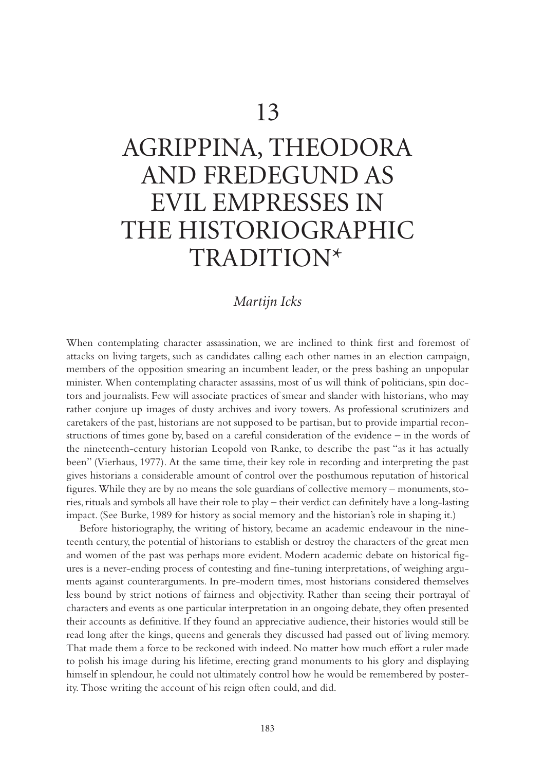# 13

# AGRIPPINA, THEODORA AND FREDEGUND AS EVIL EMPRESSES IN THE HISTORIOGRAPHIC TRADITION*

*Martijn Icks*

When contemplating character assassination, we are inclined to think first and foremost of attacks on living targets, such as candidates calling each other names in an election campaign, members of the opposition smearing an incumbent leader, or the press bashing an unpopular minister. When contemplating character assassins, most of us will think of politicians, spin doctors and journalists. Few will associate practices of smear and slander with historians, who may rather conjure up images of dusty archives and ivory towers. As professional scrutinizers and caretakers of the past, historians are not supposed to be partisan, but to provide impartial reconstructions of times gone by, based on a careful consideration of the evidence – in the words of the nineteenth-century historian Leopold von Ranke, to describe the past "as it has actually been" (Vierhaus, 1977). At the same time, their key role in recording and interpreting the past gives historians a considerable amount of control over the posthumous reputation of historical figures. While they are by no means the sole guardians of collective memory – monuments, stories, rituals and symbols all have their role to play – their verdict can definitely have a long-lasting impact. (See Burke, 1989 for history as social memory and the historian's role in shaping it.)

Before historiography, the writing of history, became an academic endeavour in the nineteenth century, the potential of historians to establish or destroy the characters of the great men and women of the past was perhaps more evident. Modern academic debate on historical figures is a never-ending process of contesting and fine-tuning interpretations, of weighing arguments against counterarguments. In pre-modern times, most historians considered themselves less bound by strict notions of fairness and objectivity. Rather than seeing their portrayal of characters and events as one particular interpretation in an ongoing debate, they often presented their accounts as definitive. If they found an appreciative audience, their histories would still be read long after the kings, queens and generals they discussed had passed out of living memory. That made them a force to be reckoned with indeed. No matter how much effort a ruler made to polish his image during his lifetime, erecting grand monuments to his glory and displaying himself in splendour, he could not ultimately control how he would be remembered by posterity. Those writing the account of his reign often could, and did.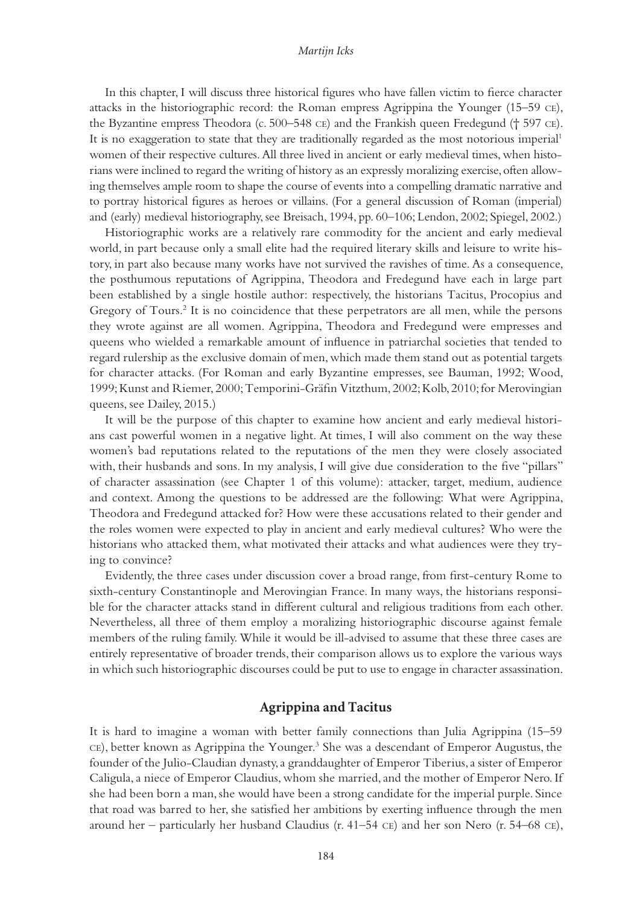In this chapter, I will discuss three historical figures who have fallen victim to fierce character attacks in the historiographic record: the Roman empress Agrippina the Younger (15–59 CE), the Byzantine empress Theodora (c. 500–548 CE) and the Frankish queen Fredegund († 597 CE). It is no exaggeration to state that they are traditionally regarded as the most notorious imperial[1] women of their respective cultures. All three lived in ancient or early medieval times, when historians were inclined to regard the writing of history as an expressly moralizing exercise, often allowing themselves ample room to shape the course of events into a compelling dramatic narrative and to portray historical figures as heroes or villains. (For a general discussion of Roman (imperial) and (early) medieval historiography, see Breisach, 1994, pp. 60–106; Lendon, 2002; Spiegel, 2002.)

Historiographic works are a relatively rare commodity for the ancient and early medieval world, in part because only a small elite had the required literary skills and leisure to write history, in part also because many works have not survived the ravishes of time. As a consequence, the posthumous reputations of Agrippina, Theodora and Fredegund have each in large part been established by a single hostile author: respectively, the historians Tacitus, Procopius and Gregory of Tours.[2] It is no coincidence that these perpetrators are all men, while the persons they wrote against are all women. Agrippina, Theodora and Fredegund were empresses and queens who wielded a remarkable amount of influence in patriarchal societies that tended to regard rulership as the exclusive domain of men, which made them stand out as potential targets for character attacks. (For Roman and early Byzantine empresses, see Bauman, 1992; Wood, 1999; Kunst and Riemer, 2000; Temporini-Gräfin Vitzthum, 2002; Kolb, 2010; for Merovingian queens, see Dailey, 2015.)

It will be the purpose of this chapter to examine how ancient and early medieval historians cast powerful women in a negative light. At times, I will also comment on the way these women's bad reputations related to the reputations of the men they were closely associated with, their husbands and sons. In my analysis, I will give due consideration to the five "pillars" of character assassination (see Chapter 1 of this volume): attacker, target, medium, audience and context. Among the questions to be addressed are the following: What were Agrippina, Theodora and Fredegund attacked for? How were these accusations related to their gender and the roles women were expected to play in ancient and early medieval cultures? Who were the historians who attacked them, what motivated their attacks and what audiences were they trying to convince?

Evidently, the three cases under discussion cover a broad range, from first-century Rome to sixth-century Constantinople and Merovingian France. In many ways, the historians responsible for the character attacks stand in different cultural and religious traditions from each other. Nevertheless, all three of them employ a moralizing historiographic discourse against female members of the ruling family. While it would be ill-advised to assume that these three cases are entirely representative of broader trends, their comparison allows us to explore the various ways in which such historiographic discourses could be put to use to engage in character assassination.

## Agrippina and Tacitus

It is hard to imagine a woman with better family connections than Julia Agrippina (15–59 CE), better known as Agrippina the Younger.[3] She was a descendant of Emperor Augustus, the founder of the Julio-Claudian dynasty, a granddaughter of Emperor Tiberius, a sister of Emperor Caligula, a niece of Emperor Claudius, whom she married, and the mother of Emperor Nero. If she had been born a man, she would have been a strong candidate for the imperial purple. Since that road was barred to her, she satisfied her ambitions by exerting influence through the men around her – particularly her husband Claudius (r. 41–54 CE) and her son Nero (r. 54–68 CE),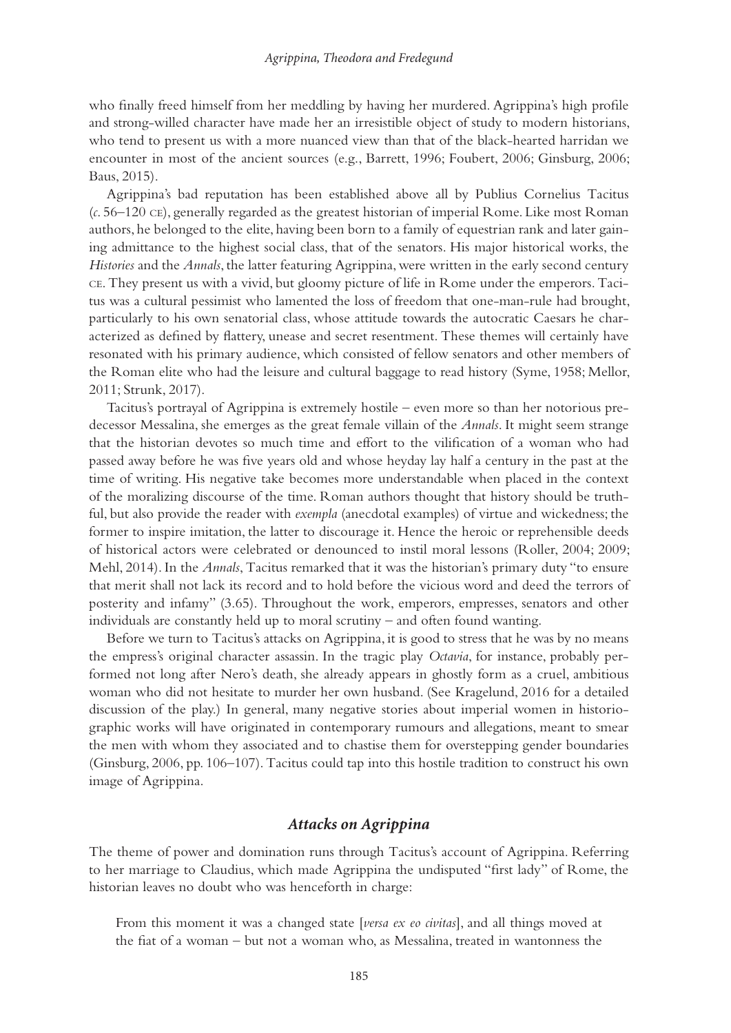who finally freed himself from her meddling by having her murdered. Agrippina's high profile and strong-willed character have made her an irresistible object of study to modern historians, who tend to present us with a more nuanced view than that of the black-hearted harridan we encounter in most of the ancient sources (e.g., Barrett, 1996; Foubert, 2006; Ginsburg, 2006; Baus, 2015).

Agrippina's bad reputation has been established above all by Publius Cornelius Tacitus (*c.* 56–120 CE), generally regarded as the greatest historian of imperial Rome. Like most Roman authors, he belonged to the elite, having been born to a family of equestrian rank and later gaining admittance to the highest social class, that of the senators. His major historical works, the *Histories* and the *Annals*, the latter featuring Agrippina, were written in the early second century CE. They present us with a vivid, but gloomy picture of life in Rome under the emperors. Tacitus was a cultural pessimist who lamented the loss of freedom that one-man-rule had brought, particularly to his own senatorial class, whose attitude towards the autocratic Caesars he characterized as defined by flattery, unease and secret resentment. These themes will certainly have resonated with his primary audience, which consisted of fellow senators and other members of the Roman elite who had the leisure and cultural baggage to read history (Syme, 1958; Mellor, 2011; Strunk, 2017).

Tacitus's portrayal of Agrippina is extremely hostile – even more so than her notorious predecessor Messalina, she emerges as the great female villain of the *Annals*. It might seem strange that the historian devotes so much time and effort to the vilification of a woman who had passed away before he was five years old and whose heyday lay half a century in the past at the time of writing. His negative take becomes more understandable when placed in the context of the moralizing discourse of the time. Roman authors thought that history should be truthful, but also provide the reader with *exempla* (anecdotal examples) of virtue and wickedness; the former to inspire imitation, the latter to discourage it. Hence the heroic or reprehensible deeds of historical actors were celebrated or denounced to instil moral lessons (Roller, 2004; 2009; Mehl, 2014). In the *Annals*, Tacitus remarked that it was the historian's primary duty "to ensure that merit shall not lack its record and to hold before the vicious word and deed the terrors of posterity and infamy" (3.65). Throughout the work, emperors, empresses, senators and other individuals are constantly held up to moral scrutiny – and often found wanting.

Before we turn to Tacitus's attacks on Agrippina, it is good to stress that he was by no means the empress's original character assassin. In the tragic play *Octavia*, for instance, probably performed not long after Nero's death, she already appears in ghostly form as a cruel, ambitious woman who did not hesitate to murder her own husband. (See Kragelund, 2016 for a detailed discussion of the play.) In general, many negative stories about imperial women in historiographic works will have originated in contemporary rumours and allegations, meant to smear the men with whom they associated and to chastise them for overstepping gender boundaries (Ginsburg, 2006, pp. 106–107). Tacitus could tap into this hostile tradition to construct his own image of Agrippina.

## *Attacks on Agrippina*

The theme of power and domination runs through Tacitus's account of Agrippina. Referring to her marriage to Claudius, which made Agrippina the undisputed "first lady" of Rome, the historian leaves no doubt who was henceforth in charge:

> From this moment it was a changed state [*versa ex eo civitas*], and all things moved at the fiat of a woman – but not a woman who, as Messalina, treated in wantonness the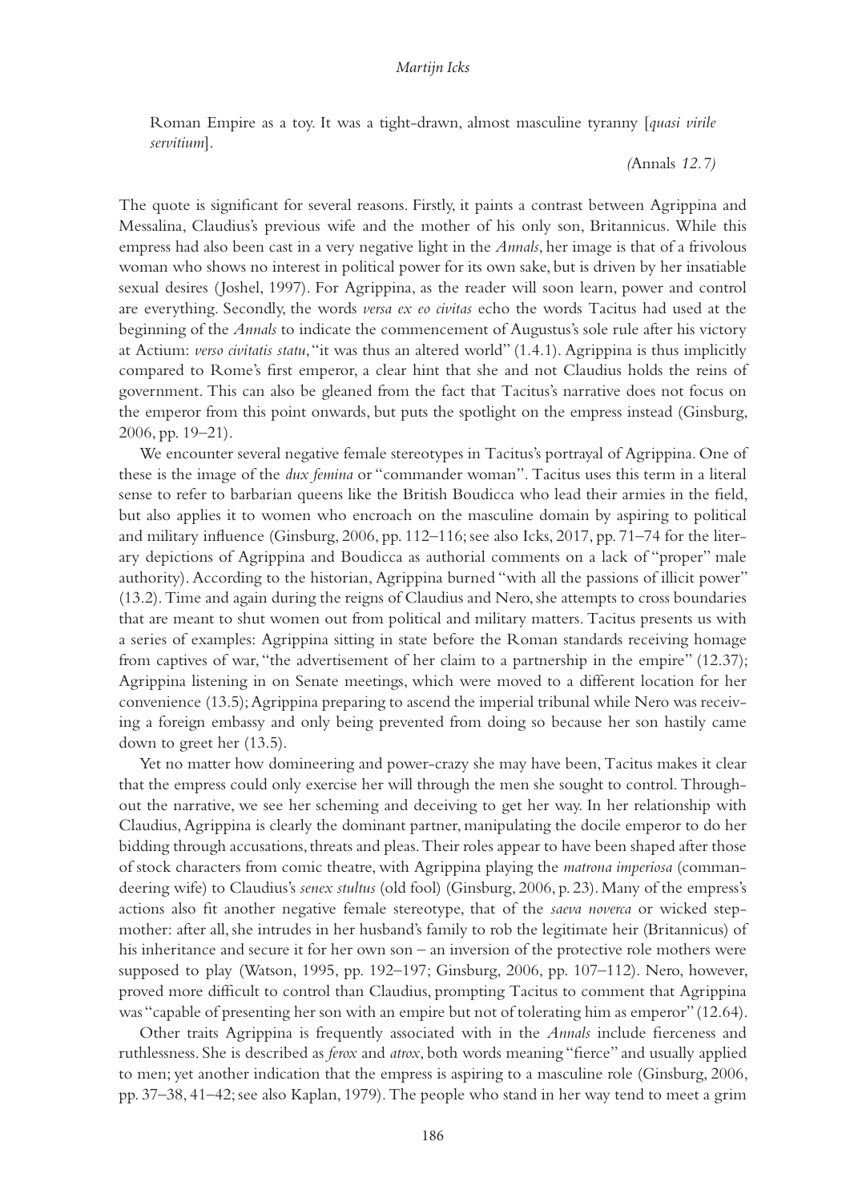Roman Empire as a toy. It was a tight-drawn, almost masculine tyranny [*quasi virile servitium*].

*(*Annals *12.7)*

The quote is significant for several reasons. Firstly, it paints a contrast between Agrippina and Messalina, Claudius's previous wife and the mother of his only son, Britannicus. While this empress had also been cast in a very negative light in the *Annals*, her image is that of a frivolous woman who shows no interest in political power for its own sake, but is driven by her insatiable sexual desires (Joshel, 1997). For Agrippina, as the reader will soon learn, power and control are everything. Secondly, the words *versa ex eo civitas* echo the words Tacitus had used at the beginning of the *Annals* to indicate the commencement of Augustus's sole rule after his victory at Actium: *verso civitatis statu*, "it was thus an altered world" (1.4.1). Agrippina is thus implicitly compared to Rome's first emperor, a clear hint that she and not Claudius holds the reins of government. This can also be gleaned from the fact that Tacitus's narrative does not focus on the emperor from this point onwards, but puts the spotlight on the empress instead (Ginsburg, 2006, pp. 19–21).

We encounter several negative female stereotypes in Tacitus's portrayal of Agrippina. One of these is the image of the *dux femina* or "commander woman". Tacitus uses this term in a literal sense to refer to barbarian queens like the British Boudicca who lead their armies in the field, but also applies it to women who encroach on the masculine domain by aspiring to political and military influence (Ginsburg, 2006, pp. 112–116; see also Icks, 2017, pp. 71–74 for the literary depictions of Agrippina and Boudicca as authorial comments on a lack of "proper" male authority). According to the historian, Agrippina burned "with all the passions of illicit power" (13.2). Time and again during the reigns of Claudius and Nero, she attempts to cross boundaries that are meant to shut women out from political and military matters. Tacitus presents us with a series of examples: Agrippina sitting in state before the Roman standards receiving homage from captives of war, "the advertisement of her claim to a partnership in the empire" (12.37); Agrippina listening in on Senate meetings, which were moved to a different location for her convenience (13.5); Agrippina preparing to ascend the imperial tribunal while Nero was receiving a foreign embassy and only being prevented from doing so because her son hastily came down to greet her (13.5).

Yet no matter how domineering and power-crazy she may have been, Tacitus makes it clear that the empress could only exercise her will through the men she sought to control. Throughout the narrative, we see her scheming and deceiving to get her way. In her relationship with Claudius, Agrippina is clearly the dominant partner, manipulating the docile emperor to do her bidding through accusations, threats and pleas. Their roles appear to have been shaped after those of stock characters from comic theatre, with Agrippina playing the *matrona imperiosa* (commandeering wife) to Claudius's *senex stultus* (old fool) (Ginsburg, 2006, p. 23). Many of the empress's actions also fit another negative female stereotype, that of the *saeva noverca* or wicked stepmother: after all, she intrudes in her husband's family to rob the legitimate heir (Britannicus) of his inheritance and secure it for her own son – an inversion of the protective role mothers were supposed to play (Watson, 1995, pp. 192–197; Ginsburg, 2006, pp. 107–112). Nero, however, proved more difficult to control than Claudius, prompting Tacitus to comment that Agrippina was "capable of presenting her son with an empire but not of tolerating him as emperor" (12.64).

Other traits Agrippina is frequently associated with in the *Annals* include fierceness and ruthlessness. She is described as *ferox* and *atrox*, both words meaning "fierce" and usually applied to men; yet another indication that the empress is aspiring to a masculine role (Ginsburg, 2006, pp. 37–38, 41–42; see also Kaplan, 1979). The people who stand in her way tend to meet a grim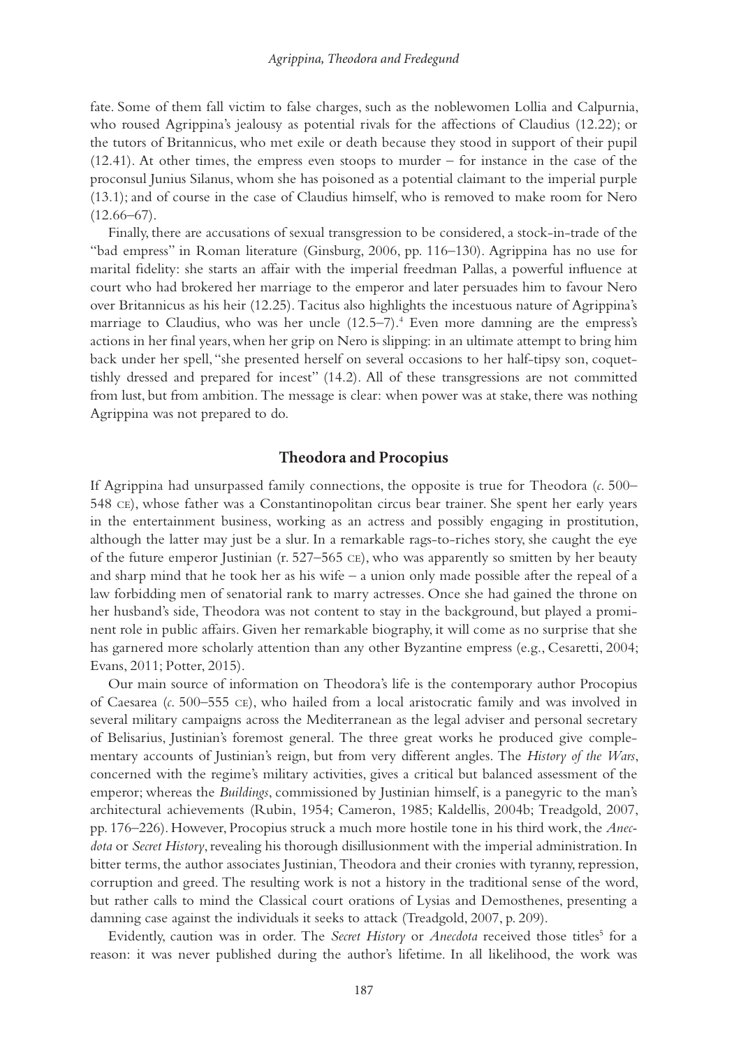fate. Some of them fall victim to false charges, such as the noblewomen Lollia and Calpurnia, who roused Agrippina's jealousy as potential rivals for the affections of Claudius (12.22); or the tutors of Britannicus, who met exile or death because they stood in support of their pupil (12.41). At other times, the empress even stoops to murder – for instance in the case of the proconsul Junius Silanus, whom she has poisoned as a potential claimant to the imperial purple (13.1); and of course in the case of Claudius himself, who is removed to make room for Nero (12.66–67).

Finally, there are accusations of sexual transgression to be considered, a stock-in-trade of the "bad empress" in Roman literature (Ginsburg, 2006, pp. 116–130). Agrippina has no use for marital fidelity: she starts an affair with the imperial freedman Pallas, a powerful influence at court who had brokered her marriage to the emperor and later persuades him to favour Nero over Britannicus as his heir (12.25). Tacitus also highlights the incestuous nature of Agrippina's marriage to Claudius, who was her uncle (12.5–7).[4] Even more damning are the empress's actions in her final years, when her grip on Nero is slipping: in an ultimate attempt to bring him back under her spell, "she presented herself on several occasions to her half-tipsy son, coquettishly dressed and prepared for incest" (14.2). All of these transgressions are not committed from lust, but from ambition. The message is clear: when power was at stake, there was nothing Agrippina was not prepared to do.

## Theodora and Procopius

If Agrippina had unsurpassed family connections, the opposite is true for Theodora (*c.* 500–548 CE), whose father was a Constantinopolitan circus bear trainer. She spent her early years in the entertainment business, working as an actress and possibly engaging in prostitution, although the latter may just be a slur. In a remarkable rags-to-riches story, she caught the eye of the future emperor Justinian (r. 527–565 CE), who was apparently so smitten by her beauty and sharp mind that he took her as his wife – a union only made possible after the repeal of a law forbidding men of senatorial rank to marry actresses. Once she had gained the throne on her husband's side, Theodora was not content to stay in the background, but played a prominent role in public affairs. Given her remarkable biography, it will come as no surprise that she has garnered more scholarly attention than any other Byzantine empress (e.g., Cesaretti, 2004; Evans, 2011; Potter, 2015).

Our main source of information on Theodora's life is the contemporary author Procopius of Caesarea (*c.* 500–555 CE), who hailed from a local aristocratic family and was involved in several military campaigns across the Mediterranean as the legal adviser and personal secretary of Belisarius, Justinian's foremost general. The three great works he produced give complementary accounts of Justinian's reign, but from very different angles. The *History of the Wars*, concerned with the regime's military activities, gives a critical but balanced assessment of the emperor; whereas the *Buildings*, commissioned by Justinian himself, is a panegyric to the man's architectural achievements (Rubin, 1954; Cameron, 1985; Kaldellis, 2004b; Treadgold, 2007, pp. 176–226). However, Procopius struck a much more hostile tone in his third work, the *Anecdota* or *Secret History*, revealing his thorough disillusionment with the imperial administration. In bitter terms, the author associates Justinian, Theodora and their cronies with tyranny, repression, corruption and greed. The resulting work is not a history in the traditional sense of the word, but rather calls to mind the Classical court orations of Lysias and Demosthenes, presenting a damning case against the individuals it seeks to attack (Treadgold, 2007, p. 209).

Evidently, caution was in order. The *Secret History* or *Anecdota* received those titles[5] for a reason: it was never published during the author's lifetime. In all likelihood, the work was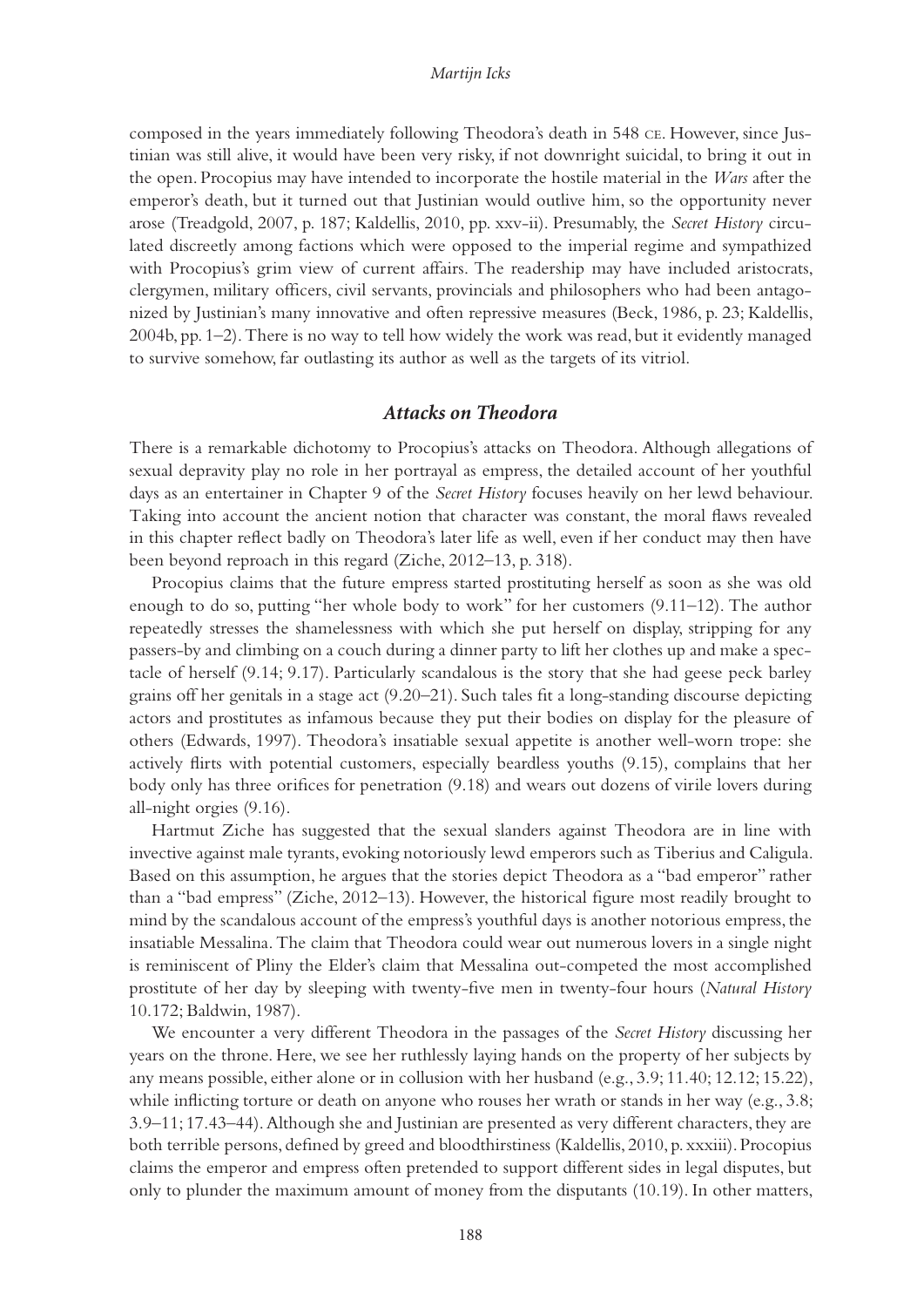composed in the years immediately following Theodora's death in 548 CE. However, since Justinian was still alive, it would have been very risky, if not downright suicidal, to bring it out in the open. Procopius may have intended to incorporate the hostile material in the *Wars* after the emperor's death, but it turned out that Justinian would outlive him, so the opportunity never arose (Treadgold, 2007, p. 187; Kaldellis, 2010, pp. xxv-ii). Presumably, the *Secret History* circulated discreetly among factions which were opposed to the imperial regime and sympathized with Procopius's grim view of current affairs. The readership may have included aristocrats, clergymen, military officers, civil servants, provincials and philosophers who had been antagonized by Justinian's many innovative and often repressive measures (Beck, 1986, p. 23; Kaldellis, 2004b, pp. 1–2). There is no way to tell how widely the work was read, but it evidently managed to survive somehow, far outlasting its author as well as the targets of its vitriol.

## *Attacks on Theodora*

There is a remarkable dichotomy to Procopius's attacks on Theodora. Although allegations of sexual depravity play no role in her portrayal as empress, the detailed account of her youthful days as an entertainer in Chapter 9 of the *Secret History* focuses heavily on her lewd behaviour. Taking into account the ancient notion that character was constant, the moral flaws revealed in this chapter reflect badly on Theodora's later life as well, even if her conduct may then have been beyond reproach in this regard (Ziche, 2012–13, p. 318).

Procopius claims that the future empress started prostituting herself as soon as she was old enough to do so, putting "her whole body to work" for her customers (9.11–12). The author repeatedly stresses the shamelessness with which she put herself on display, stripping for any passers-by and climbing on a couch during a dinner party to lift her clothes up and make a spectacle of herself (9.14; 9.17). Particularly scandalous is the story that she had geese peck barley grains off her genitals in a stage act (9.20–21). Such tales fit a long-standing discourse depicting actors and prostitutes as infamous because they put their bodies on display for the pleasure of others (Edwards, 1997). Theodora's insatiable sexual appetite is another well-worn trope: she actively flirts with potential customers, especially beardless youths (9.15), complains that her body only has three orifices for penetration (9.18) and wears out dozens of virile lovers during all-night orgies (9.16).

Hartmut Ziche has suggested that the sexual slanders against Theodora are in line with invective against male tyrants, evoking notoriously lewd emperors such as Tiberius and Caligula. Based on this assumption, he argues that the stories depict Theodora as a "bad emperor" rather than a "bad empress" (Ziche, 2012–13). However, the historical figure most readily brought to mind by the scandalous account of the empress's youthful days is another notorious empress, the insatiable Messalina. The claim that Theodora could wear out numerous lovers in a single night is reminiscent of Pliny the Elder's claim that Messalina out-competed the most accomplished prostitute of her day by sleeping with twenty-five men in twenty-four hours (*Natural History* 10.172; Baldwin, 1987).

We encounter a very different Theodora in the passages of the *Secret History* discussing her years on the throne. Here, we see her ruthlessly laying hands on the property of her subjects by any means possible, either alone or in collusion with her husband (e.g., 3.9; 11.40; 12.12; 15.22), while inflicting torture or death on anyone who rouses her wrath or stands in her way (e.g., 3.8; 3.9–11; 17.43–44). Although she and Justinian are presented as very different characters, they are both terrible persons, defined by greed and bloodthirstiness (Kaldellis, 2010, p. xxxiii). Procopius claims the emperor and empress often pretended to support different sides in legal disputes, but only to plunder the maximum amount of money from the disputants (10.19). In other matters,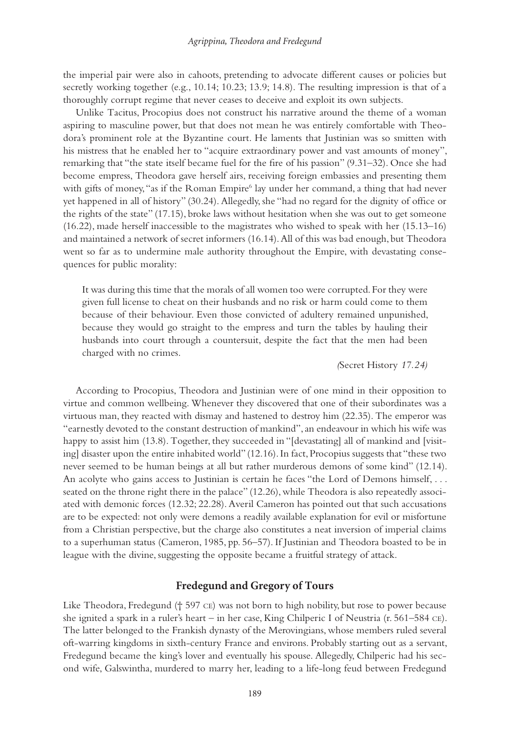the imperial pair were also in cahoots, pretending to advocate different causes or policies but secretly working together (e.g., 10.14; 10.23; 13.9; 14.8). The resulting impression is that of a thoroughly corrupt regime that never ceases to deceive and exploit its own subjects.

Unlike Tacitus, Procopius does not construct his narrative around the theme of a woman aspiring to masculine power, but that does not mean he was entirely comfortable with Theodora's prominent role at the Byzantine court. He laments that Justinian was so smitten with his mistress that he enabled her to "acquire extraordinary power and vast amounts of money", remarking that "the state itself became fuel for the fire of his passion" (9.31–32). Once she had become empress, Theodora gave herself airs, receiving foreign embassies and presenting them with gifts of money, "as if the Roman Empire[6] lay under her command, a thing that had never yet happened in all of history" (30.24). Allegedly, she "had no regard for the dignity of office or the rights of the state" (17.15), broke laws without hesitation when she was out to get someone (16.22), made herself inaccessible to the magistrates who wished to speak with her (15.13–16) and maintained a network of secret informers (16.14). All of this was bad enough, but Theodora went so far as to undermine male authority throughout the Empire, with devastating consequences for public morality:

> It was during this time that the morals of all women too were corrupted. For they were given full license to cheat on their husbands and no risk or harm could come to them because of their behaviour. Even those convicted of adultery remained unpunished, because they would go straight to the empress and turn the tables by hauling their husbands into court through a countersuit, despite the fact that the men had been charged with no crimes.
>
> *(*Secret History *17.24)*

According to Procopius, Theodora and Justinian were of one mind in their opposition to virtue and common wellbeing. Whenever they discovered that one of their subordinates was a virtuous man, they reacted with dismay and hastened to destroy him (22.35). The emperor was "earnestly devoted to the constant destruction of mankind", an endeavour in which his wife was happy to assist him (13.8). Together, they succeeded in "[devastating] all of mankind and [visiting] disaster upon the entire inhabited world" (12.16). In fact, Procopius suggests that "these two never seemed to be human beings at all but rather murderous demons of some kind" (12.14). An acolyte who gains access to Justinian is certain he faces "the Lord of Demons himself, . . . seated on the throne right there in the palace" (12.26), while Theodora is also repeatedly associated with demonic forces (12.32; 22.28). Averil Cameron has pointed out that such accusations are to be expected: not only were demons a readily available explanation for evil or misfortune from a Christian perspective, but the charge also constitutes a neat inversion of imperial claims to a superhuman status (Cameron, 1985, pp. 56–57). If Justinian and Theodora boasted to be in league with the divine, suggesting the opposite became a fruitful strategy of attack.

## Fredegund and Gregory of Tours

Like Theodora, Fredegund († 597 CE) was not born to high nobility, but rose to power because she ignited a spark in a ruler's heart – in her case, King Chilperic I of Neustria (r. 561–584 CE). The latter belonged to the Frankish dynasty of the Merovingians, whose members ruled several oft-warring kingdoms in sixth-century France and environs. Probably starting out as a servant, Fredegund became the king's lover and eventually his spouse. Allegedly, Chilperic had his second wife, Galswintha, murdered to marry her, leading to a life-long feud between Fredegund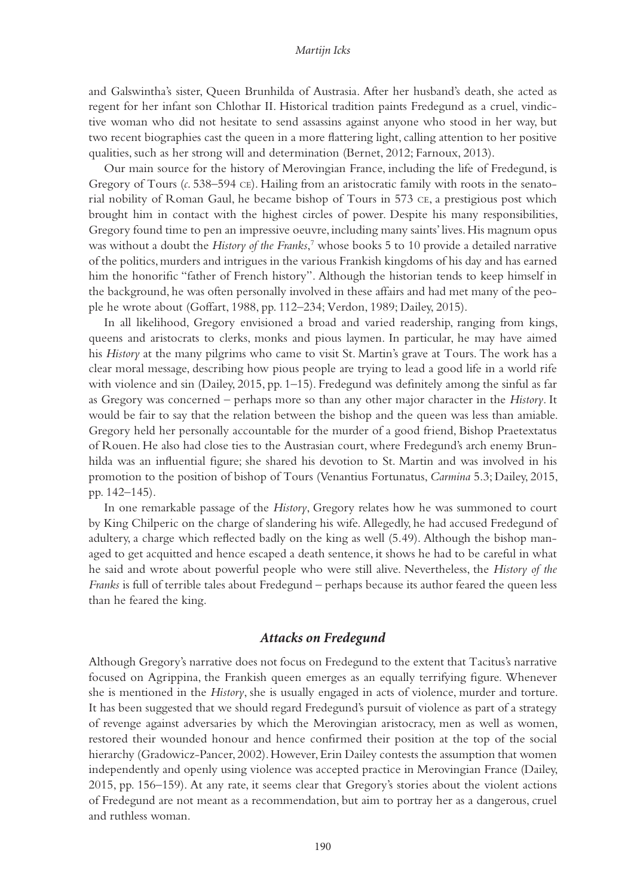and Galswintha's sister, Queen Brunhilda of Austrasia. After her husband's death, she acted as regent for her infant son Chlothar II. Historical tradition paints Fredegund as a cruel, vindictive woman who did not hesitate to send assassins against anyone who stood in her way, but two recent biographies cast the queen in a more flattering light, calling attention to her positive qualities, such as her strong will and determination (Bernet, 2012; Farnoux, 2013).

Our main source for the history of Merovingian France, including the life of Fredegund, is Gregory of Tours (*c.* 538–594 CE). Hailing from an aristocratic family with roots in the senatorial nobility of Roman Gaul, he became bishop of Tours in 573 CE, a prestigious post which brought him in contact with the highest circles of power. Despite his many responsibilities, Gregory found time to pen an impressive oeuvre, including many saints' lives. His magnum opus was without a doubt the *History of the Franks*,[7] whose books 5 to 10 provide a detailed narrative of the politics, murders and intrigues in the various Frankish kingdoms of his day and has earned him the honorific "father of French history". Although the historian tends to keep himself in the background, he was often personally involved in these affairs and had met many of the people he wrote about (Goffart, 1988, pp. 112–234; Verdon, 1989; Dailey, 2015).

In all likelihood, Gregory envisioned a broad and varied readership, ranging from kings, queens and aristocrats to clerks, monks and pious laymen. In particular, he may have aimed his *History* at the many pilgrims who came to visit St. Martin's grave at Tours. The work has a clear moral message, describing how pious people are trying to lead a good life in a world rife with violence and sin (Dailey, 2015, pp. 1–15). Fredegund was definitely among the sinful as far as Gregory was concerned – perhaps more so than any other major character in the *History*. It would be fair to say that the relation between the bishop and the queen was less than amiable. Gregory held her personally accountable for the murder of a good friend, Bishop Praetextatus of Rouen. He also had close ties to the Austrasian court, where Fredegund's arch enemy Brunhilda was an influential figure; she shared his devotion to St. Martin and was involved in his promotion to the position of bishop of Tours (Venantius Fortunatus, *Carmina* 5.3; Dailey, 2015, pp. 142–145).

In one remarkable passage of the *History*, Gregory relates how he was summoned to court by King Chilperic on the charge of slandering his wife. Allegedly, he had accused Fredegund of adultery, a charge which reflected badly on the king as well (5.49). Although the bishop managed to get acquitted and hence escaped a death sentence, it shows he had to be careful in what he said and wrote about powerful people who were still alive. Nevertheless, the *History of the Franks* is full of terrible tales about Fredegund – perhaps because its author feared the queen less than he feared the king.

## *Attacks on Fredegund*

Although Gregory's narrative does not focus on Fredegund to the extent that Tacitus's narrative focused on Agrippina, the Frankish queen emerges as an equally terrifying figure. Whenever she is mentioned in the *History*, she is usually engaged in acts of violence, murder and torture. It has been suggested that we should regard Fredegund's pursuit of violence as part of a strategy of revenge against adversaries by which the Merovingian aristocracy, men as well as women, restored their wounded honour and hence confirmed their position at the top of the social hierarchy (Gradowicz-Pancer, 2002). However, Erin Dailey contests the assumption that women independently and openly using violence was accepted practice in Merovingian France (Dailey, 2015, pp. 156–159). At any rate, it seems clear that Gregory's stories about the violent actions of Fredegund are not meant as a recommendation, but aim to portray her as a dangerous, cruel and ruthless woman.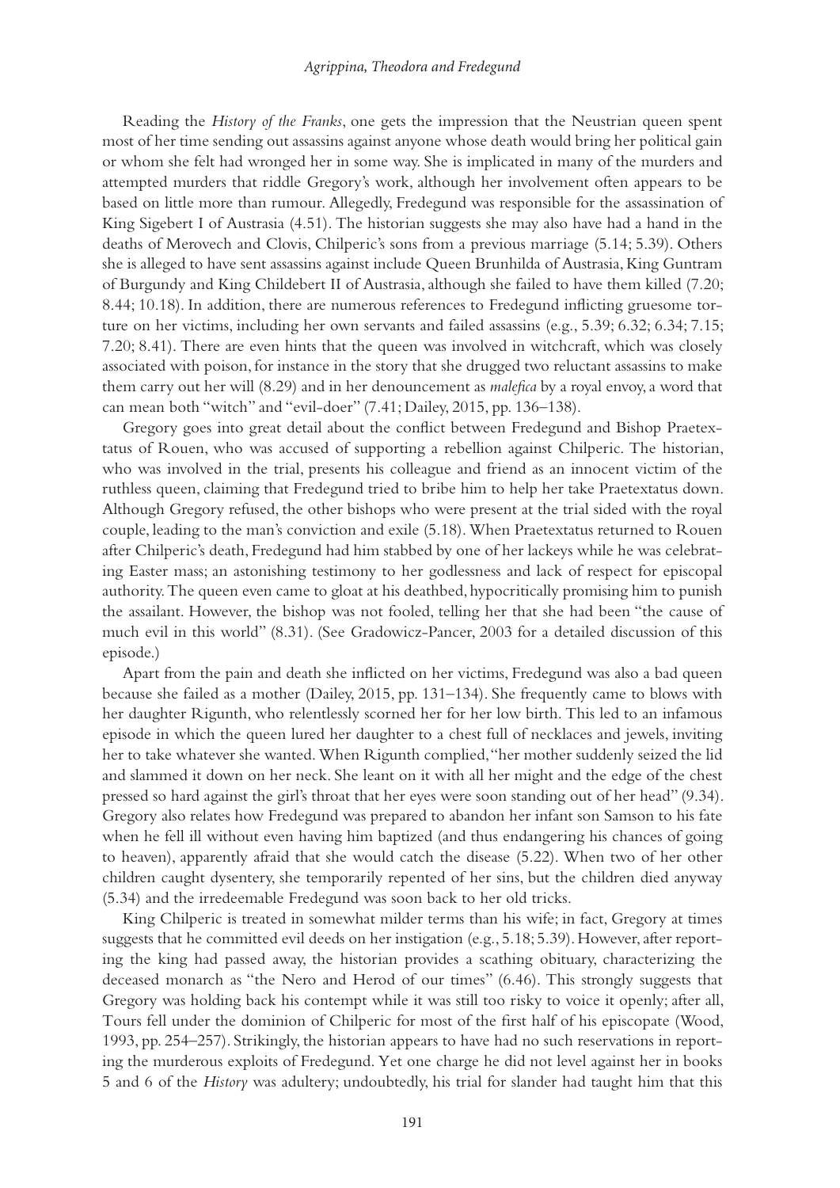Reading the *History of the Franks*, one gets the impression that the Neustrian queen spent most of her time sending out assassins against anyone whose death would bring her political gain or whom she felt had wronged her in some way. She is implicated in many of the murders and attempted murders that riddle Gregory's work, although her involvement often appears to be based on little more than rumour. Allegedly, Fredegund was responsible for the assassination of King Sigebert I of Austrasia (4.51). The historian suggests she may also have had a hand in the deaths of Merovech and Clovis, Chilperic's sons from a previous marriage (5.14; 5.39). Others she is alleged to have sent assassins against include Queen Brunhilda of Austrasia, King Guntram of Burgundy and King Childebert II of Austrasia, although she failed to have them killed (7.20; 8.44; 10.18). In addition, there are numerous references to Fredegund inflicting gruesome torture on her victims, including her own servants and failed assassins (e.g., 5.39; 6.32; 6.34; 7.15; 7.20; 8.41). There are even hints that the queen was involved in witchcraft, which was closely associated with poison, for instance in the story that she drugged two reluctant assassins to make them carry out her will (8.29) and in her denouncement as *malefica* by a royal envoy, a word that can mean both "witch" and "evil-doer" (7.41; Dailey, 2015, pp. 136–138).

Gregory goes into great detail about the conflict between Fredegund and Bishop Praetextatus of Rouen, who was accused of supporting a rebellion against Chilperic. The historian, who was involved in the trial, presents his colleague and friend as an innocent victim of the ruthless queen, claiming that Fredegund tried to bribe him to help her take Praetextatus down. Although Gregory refused, the other bishops who were present at the trial sided with the royal couple, leading to the man's conviction and exile (5.18). When Praetextatus returned to Rouen after Chilperic's death, Fredegund had him stabbed by one of her lackeys while he was celebrating Easter mass; an astonishing testimony to her godlessness and lack of respect for episcopal authority. The queen even came to gloat at his deathbed, hypocritically promising him to punish the assailant. However, the bishop was not fooled, telling her that she had been "the cause of much evil in this world" (8.31). (See Gradowicz-Pancer, 2003 for a detailed discussion of this episode.)

Apart from the pain and death she inflicted on her victims, Fredegund was also a bad queen because she failed as a mother (Dailey, 2015, pp. 131–134). She frequently came to blows with her daughter Rigunth, who relentlessly scorned her for her low birth. This led to an infamous episode in which the queen lured her daughter to a chest full of necklaces and jewels, inviting her to take whatever she wanted. When Rigunth complied, "her mother suddenly seized the lid and slammed it down on her neck. She leant on it with all her might and the edge of the chest pressed so hard against the girl's throat that her eyes were soon standing out of her head" (9.34). Gregory also relates how Fredegund was prepared to abandon her infant son Samson to his fate when he fell ill without even having him baptized (and thus endangering his chances of going to heaven), apparently afraid that she would catch the disease (5.22). When two of her other children caught dysentery, she temporarily repented of her sins, but the children died anyway (5.34) and the irredeemable Fredegund was soon back to her old tricks.

King Chilperic is treated in somewhat milder terms than his wife; in fact, Gregory at times suggests that he committed evil deeds on her instigation (e.g., 5.18; 5.39). However, after reporting the king had passed away, the historian provides a scathing obituary, characterizing the deceased monarch as "the Nero and Herod of our times" (6.46). This strongly suggests that Gregory was holding back his contempt while it was still too risky to voice it openly; after all, Tours fell under the dominion of Chilperic for most of the first half of his episcopate (Wood, 1993, pp. 254–257). Strikingly, the historian appears to have had no such reservations in reporting the murderous exploits of Fredegund. Yet one charge he did not level against her in books 5 and 6 of the *History* was adultery; undoubtedly, his trial for slander had taught him that this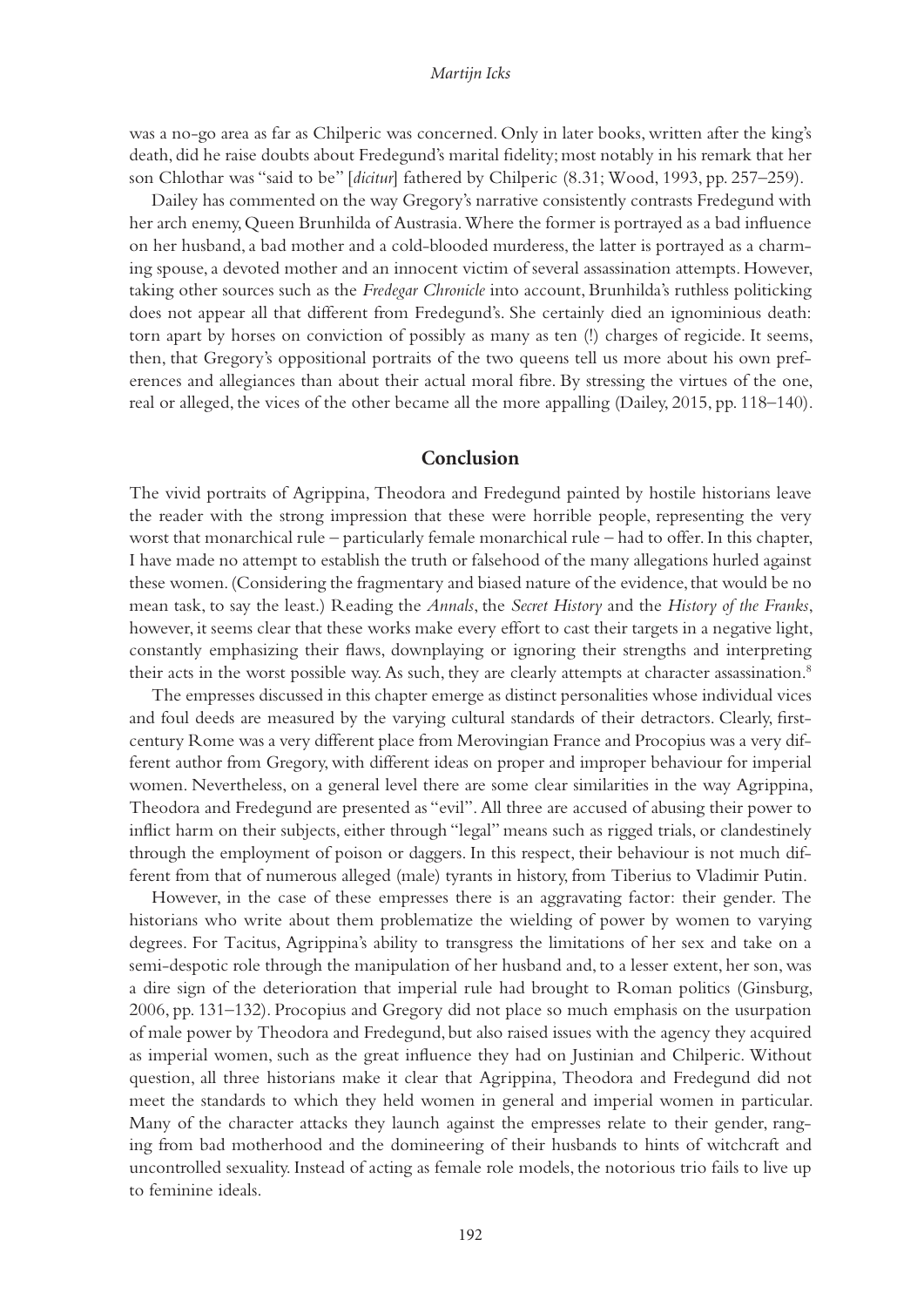was a no-go area as far as Chilperic was concerned. Only in later books, written after the king's death, did he raise doubts about Fredegund's marital fidelity; most notably in his remark that her son Chlothar was "said to be" [*dicitur*] fathered by Chilperic (8.31; Wood, 1993, pp. 257–259).

Dailey has commented on the way Gregory's narrative consistently contrasts Fredegund with her arch enemy, Queen Brunhilda of Austrasia. Where the former is portrayed as a bad influence on her husband, a bad mother and a cold-blooded murderess, the latter is portrayed as a charming spouse, a devoted mother and an innocent victim of several assassination attempts. However, taking other sources such as the *Fredegar Chronicle* into account, Brunhilda's ruthless politicking does not appear all that different from Fredegund's. She certainly died an ignominious death: torn apart by horses on conviction of possibly as many as ten (!) charges of regicide. It seems, then, that Gregory's oppositional portraits of the two queens tell us more about his own preferences and allegiances than about their actual moral fibre. By stressing the virtues of the one, real or alleged, the vices of the other became all the more appalling (Dailey, 2015, pp. 118–140).

## Conclusion

The vivid portraits of Agrippina, Theodora and Fredegund painted by hostile historians leave the reader with the strong impression that these were horrible people, representing the very worst that monarchical rule – particularly female monarchical rule – had to offer. In this chapter, I have made no attempt to establish the truth or falsehood of the many allegations hurled against these women. (Considering the fragmentary and biased nature of the evidence, that would be no mean task, to say the least.) Reading the *Annals*, the *Secret History* and the *History of the Franks*, however, it seems clear that these works make every effort to cast their targets in a negative light, constantly emphasizing their flaws, downplaying or ignoring their strengths and interpreting their acts in the worst possible way. As such, they are clearly attempts at character assassination.[8]

The empresses discussed in this chapter emerge as distinct personalities whose individual vices and foul deeds are measured by the varying cultural standards of their detractors. Clearly, first-century Rome was a very different place from Merovingian France and Procopius was a very different author from Gregory, with different ideas on proper and improper behaviour for imperial women. Nevertheless, on a general level there are some clear similarities in the way Agrippina, Theodora and Fredegund are presented as "evil". All three are accused of abusing their power to inflict harm on their subjects, either through "legal" means such as rigged trials, or clandestinely through the employment of poison or daggers. In this respect, their behaviour is not much different from that of numerous alleged (male) tyrants in history, from Tiberius to Vladimir Putin.

However, in the case of these empresses there is an aggravating factor: their gender. The historians who write about them problematize the wielding of power by women to varying degrees. For Tacitus, Agrippina's ability to transgress the limitations of her sex and take on a semi-despotic role through the manipulation of her husband and, to a lesser extent, her son, was a dire sign of the deterioration that imperial rule had brought to Roman politics (Ginsburg, 2006, pp. 131–132). Procopius and Gregory did not place so much emphasis on the usurpation of male power by Theodora and Fredegund, but also raised issues with the agency they acquired as imperial women, such as the great influence they had on Justinian and Chilperic. Without question, all three historians make it clear that Agrippina, Theodora and Fredegund did not meet the standards to which they held women in general and imperial women in particular. Many of the character attacks they launch against the empresses relate to their gender, ranging from bad motherhood and the domineering of their husbands to hints of witchcraft and uncontrolled sexuality. Instead of acting as female role models, the notorious trio fails to live up to feminine ideals.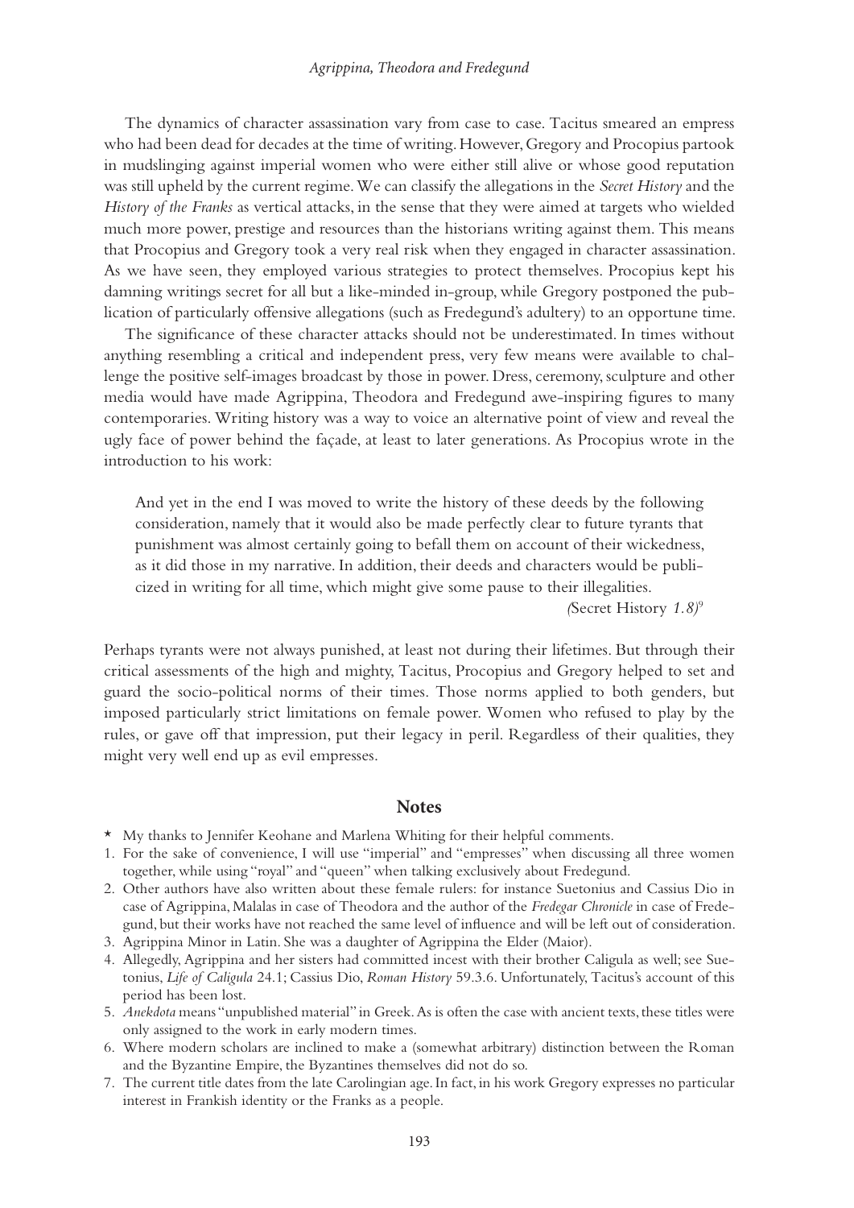The dynamics of character assassination vary from case to case. Tacitus smeared an empress who had been dead for decades at the time of writing. However, Gregory and Procopius partook in mudslinging against imperial women who were either still alive or whose good reputation was still upheld by the current regime. We can classify the allegations in the *Secret History* and the *History of the Franks* as vertical attacks, in the sense that they were aimed at targets who wielded much more power, prestige and resources than the historians writing against them. This means that Procopius and Gregory took a very real risk when they engaged in character assassination. As we have seen, they employed various strategies to protect themselves. Procopius kept his damning writings secret for all but a like-minded in-group, while Gregory postponed the publication of particularly offensive allegations (such as Fredegund's adultery) to an opportune time.

The significance of these character attacks should not be underestimated. In times without anything resembling a critical and independent press, very few means were available to challenge the positive self-images broadcast by those in power. Dress, ceremony, sculpture and other media would have made Agrippina, Theodora and Fredegund awe-inspiring figures to many contemporaries. Writing history was a way to voice an alternative point of view and reveal the ugly face of power behind the façade, at least to later generations. As Procopius wrote in the introduction to his work:

> And yet in the end I was moved to write the history of these deeds by the following consideration, namely that it would also be made perfectly clear to future tyrants that punishment was almost certainly going to befall them on account of their wickedness, as it did those in my narrative. In addition, their deeds and characters would be publicized in writing for all time, which might give some pause to their illegalities.
>
> *(*Secret History *1.8)*[9]

Perhaps tyrants were not always punished, at least not during their lifetimes. But through their critical assessments of the high and mighty, Tacitus, Procopius and Gregory helped to set and guard the socio-political norms of their times. Those norms applied to both genders, but imposed particularly strict limitations on female power. Women who refused to play by the rules, or gave off that impression, put their legacy in peril. Regardless of their qualities, they might very well end up as evil empresses.

## Notes

\* My thanks to Jennifer Keohane and Marlena Whiting for their helpful comments.

1. For the sake of convenience, I will use "imperial" and "empresses" when discussing all three women together, while using "royal" and "queen" when talking exclusively about Fredegund.
2. Other authors have also written about these female rulers: for instance Suetonius and Cassius Dio in case of Agrippina, Malalas in case of Theodora and the author of the *Fredegar Chronicle* in case of Fredegund, but their works have not reached the same level of influence and will be left out of consideration.
3. Agrippina Minor in Latin. She was a daughter of Agrippina the Elder (Maior).
4. Allegedly, Agrippina and her sisters had committed incest with their brother Caligula as well; see Suetonius, *Life of Caligula* 24.1; Cassius Dio, *Roman History* 59.3.6. Unfortunately, Tacitus's account of this period has been lost.
5. *Anekdota* means "unpublished material" in Greek. As is often the case with ancient texts, these titles were only assigned to the work in early modern times.
6. Where modern scholars are inclined to make a (somewhat arbitrary) distinction between the Roman and the Byzantine Empire, the Byzantines themselves did not do so.
7. The current title dates from the late Carolingian age. In fact, in his work Gregory expresses no particular interest in Frankish identity or the Franks as a people.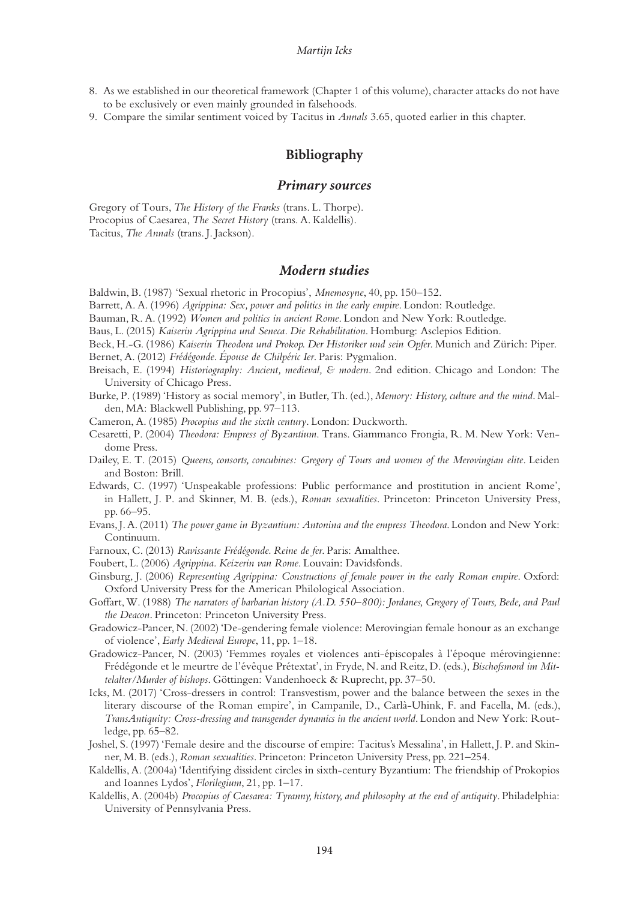8. As we established in our theoretical framework (Chapter 1 of this volume), character attacks do not have to be exclusively or even mainly grounded in falsehoods.
9. Compare the similar sentiment voiced by Tacitus in *Annals* 3.65, quoted earlier in this chapter.

## Bibliography

### *Primary sources*

Gregory of Tours, *The History of the Franks* (trans. L. Thorpe).
Procopius of Caesarea, *The Secret History* (trans. A. Kaldellis).
Tacitus, *The Annals* (trans. J. Jackson).

### *Modern studies*

Baldwin, B. (1987) 'Sexual rhetoric in Procopius', *Mnemosyne*, 40, pp. 150–152.

Barrett, A. A. (1996) *Agrippina: Sex, power and politics in the early empire*. London: Routledge.

Bauman, R. A. (1992) *Women and politics in ancient Rome*. London and New York: Routledge.

Baus, L. (2015) *Kaiserin Agrippina und Seneca. Die Rehabilitation*. Homburg: Asclepios Edition.

Beck, H.-G. (1986) *Kaiserin Theodora und Prokop. Der Historiker und sein Opfer*. Munich and Zürich: Piper.

Bernet, A. (2012) *Frédégonde. Épouse de Chilpéric Ier*. Paris: Pygmalion.

Breisach, E. (1994) *Historiography: Ancient, medieval, & modern*. 2nd edition. Chicago and London: The University of Chicago Press.

Burke, P. (1989) 'History as social memory', in Butler, Th. (ed.), *Memory: History, culture and the mind*. Malden, MA: Blackwell Publishing, pp. 97–113.

Cameron, A. (1985) *Procopius and the sixth century*. London: Duckworth.

Cesaretti, P. (2004) *Theodora: Empress of Byzantium*. Trans. Giammanco Frongia, R. M. New York: Vendome Press.

Dailey, E. T. (2015) *Queens, consorts, concubines: Gregory of Tours and women of the Merovingian elite*. Leiden and Boston: Brill.

Edwards, C. (1997) 'Unspeakable professions: Public performance and prostitution in ancient Rome', in Hallett, J. P. and Skinner, M. B. (eds.), *Roman sexualities*. Princeton: Princeton University Press, pp. 66–95.

Evans, J. A. (2011) *The power game in Byzantium: Antonina and the empress Theodora*. London and New York: Continuum.

Farnoux, C. (2013) *Ravissante Frédégonde. Reine de fer*. Paris: Amalthee.

Foubert, L. (2006) *Agrippina. Keizerin van Rome*. Louvain: Davidsfonds.

Ginsburg, J. (2006) *Representing Agrippina: Constructions of female power in the early Roman empire*. Oxford: Oxford University Press for the American Philological Association.

Goffart, W. (1988) *The narrators of barbarian history (A.D. 550–800): Jordanes, Gregory of Tours, Bede, and Paul the Deacon*. Princeton: Princeton University Press.

Gradowicz-Pancer, N. (2002) 'De-gendering female violence: Merovingian female honour as an exchange of violence', *Early Medieval Europe*, 11, pp. 1–18.

Gradowicz-Pancer, N. (2003) 'Femmes royales et violences anti-épiscopales à l'époque mérovingienne: Frédégonde et le meurtre de l'évêque Prétextat', in Fryde, N. and Reitz, D. (eds.), *Bischofsmord im Mittelalter/Murder of bishops*. Göttingen: Vandenhoeck & Ruprecht, pp. 37–50.

Icks, M. (2017) 'Cross-dressers in control: Transvestism, power and the balance between the sexes in the literary discourse of the Roman empire', in Campanile, D., Carlà-Uhink, F. and Facella, M. (eds.), *TransAntiquity: Cross-dressing and transgender dynamics in the ancient world*. London and New York: Routledge, pp. 65–82.

Joshel, S. (1997) 'Female desire and the discourse of empire: Tacitus's Messalina', in Hallett, J. P. and Skinner, M. B. (eds.), *Roman sexualities*. Princeton: Princeton University Press, pp. 221–254.

Kaldellis, A. (2004a) 'Identifying dissident circles in sixth-century Byzantium: The friendship of Prokopios and Ioannes Lydos', *Florilegium*, 21, pp. 1–17.

Kaldellis, A. (2004b) *Procopius of Caesarea: Tyranny, history, and philosophy at the end of antiquity*. Philadelphia: University of Pennsylvania Press.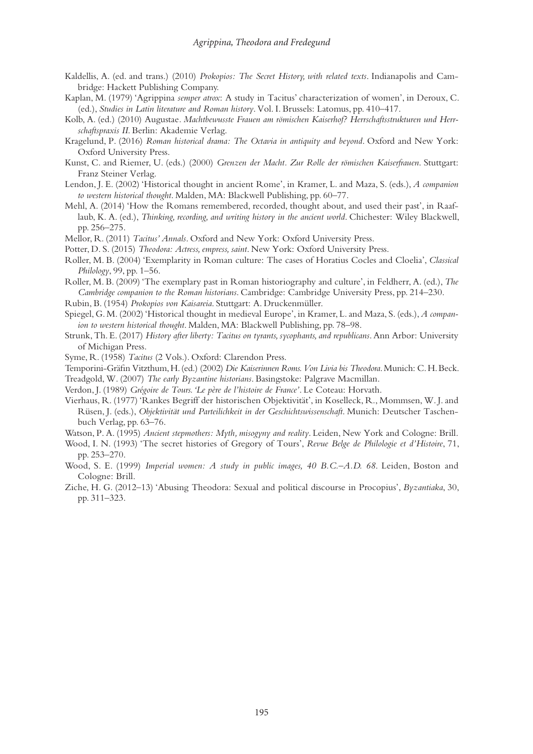Kaldellis, A. (ed. and trans.) (2010) *Prokopios: The Secret History, with related texts*. Indianapolis and Cambridge: Hackett Publishing Company.

Kaplan, M. (1979) 'Agrippina *semper atrox*: A study in Tacitus' characterization of women', in Deroux, C. (ed.), *Studies in Latin literature and Roman history*. Vol. I. Brussels: Latomus, pp. 410–417.

Kolb, A. (ed.) (2010) Augustae*. Machtbewusste Frauen am römischen Kaiserhof? Herrschaftsstrukturen und Herrschaftspraxis II*. Berlin: Akademie Verlag.

Kragelund, P. (2016) *Roman historical drama: The Octavia in antiquity and beyond*. Oxford and New York: Oxford University Press.

Kunst, C. and Riemer, U. (eds.) (2000) *Grenzen der Macht. Zur Rolle der römischen Kaiserfrauen*. Stuttgart: Franz Steiner Verlag.

Lendon, J. E. (2002) 'Historical thought in ancient Rome', in Kramer, L. and Maza, S. (eds.), *A companion to western historical thought*. Malden, MA: Blackwell Publishing, pp. 60–77.

Mehl, A. (2014) 'How the Romans remembered, recorded, thought about, and used their past', in Raaflaub, K. A. (ed.), *Thinking, recording, and writing history in the ancient world*. Chichester: Wiley Blackwell, pp. 256–275.

Mellor, R. (2011) *Tacitus' Annals*. Oxford and New York: Oxford University Press.

Potter, D. S. (2015) *Theodora: Actress, empress, saint*. New York: Oxford University Press.

Roller, M. B. (2004) 'Exemplarity in Roman culture: The cases of Horatius Cocles and Cloelia', *Classical Philology*, 99, pp. 1–56.

Roller, M. B. (2009) 'The exemplary past in Roman historiography and culture', in Feldherr, A. (ed.), *The Cambridge companion to the Roman historians*. Cambridge: Cambridge University Press, pp. 214–230.

Rubin, B. (1954) *Prokopios von Kaisareia*. Stuttgart: A. Druckenmüller.

Spiegel, G. M. (2002) 'Historical thought in medieval Europe', in Kramer, L. and Maza, S. (eds.), *A companion to western historical thought*. Malden, MA: Blackwell Publishing, pp. 78–98.

Strunk, Th. E. (2017) *History after liberty: Tacitus on tyrants, sycophants, and republicans*. Ann Arbor: University of Michigan Press.

Syme, R. (1958) *Tacitus* (2 Vols.). Oxford: Clarendon Press.

Temporini-Gräfin Vitzthum, H. (ed.) (2002) *Die Kaiserinnen Roms. Von Livia bis Theodora*. Munich: C. H. Beck.

Treadgold, W. (2007) *The early Byzantine historians*. Basingstoke: Palgrave Macmillan.

Verdon, J. (1989) *Grégoire de Tours. 'Le père de l'histoire de France'*. Le Coteau: Horvath.

Vierhaus, R. (1977) 'Rankes Begriff der historischen Objektivität', in Koselleck, R., Mommsen, W. J. and Rüsen, J. (eds.), *Objektivität und Parteilichkeit in der Geschichtswissenschaft*. Munich: Deutscher Taschenbuch Verlag, pp. 63–76.

Watson, P. A. (1995) *Ancient stepmothers: Myth, misogyny and reality*. Leiden, New York and Cologne: Brill.

Wood, I. N. (1993) 'The secret histories of Gregory of Tours', *Revue Belge de Philologie et d'Histoire*, 71, pp. 253–270.

Wood, S. E. (1999) *Imperial women: A study in public images, 40 B.C.–A.D. 68*. Leiden, Boston and Cologne: Brill.

Ziche, H. G. (2012–13) 'Abusing Theodora: Sexual and political discourse in Procopius', *Byzantiaka*, 30, pp. 311–323.